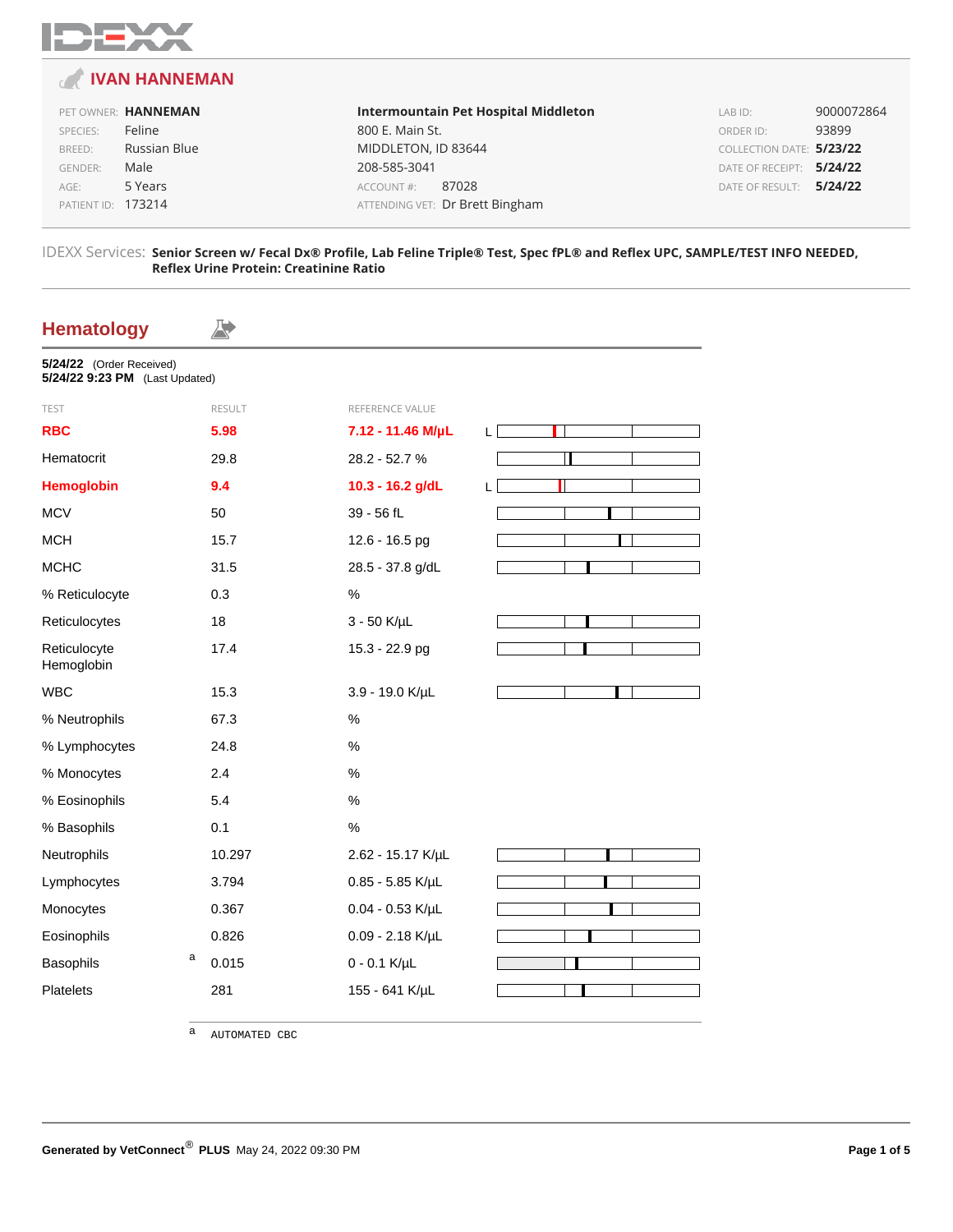# IVAN HANNEMAN

| | | | | | |
|---|---|---|---|---|---|
| PET OWNER: | **HANNEMAN** | **Intermountain Pet Hospital Middleton** | | LAB ID: | 9000072864 |
| SPECIES: | Feline | 800 E. Main St. | | ORDER ID: | 93899 |
| BREED: | Russian Blue | MIDDLETON, ID 83644 | | COLLECTION DATE: | **5/23/22** |
| GENDER: | Male | 208-585-3041 | | DATE OF RECEIPT: | **5/24/22** |
| AGE: | 5 Years | ACCOUNT #: | 87028 | DATE OF RESULT: | **5/24/22** |
| PATIENT ID: | 173214 | ATTENDING VET: | Dr Brett Bingham | | |

IDEXX Services: **Senior Screen w/ Fecal Dx® Profile, Lab Feline Triple® Test, Spec fPL® and Reflex UPC, SAMPLE/TEST INFO NEEDED, Reflex Urine Protein: Creatinine Ratio**

## Hematology

**5/24/22** (Order Received)
**5/24/22 9:23 PM** (Last Updated)

| TEST | RESULT | REFERENCE VALUE | |
|---|---|---|---|
| **RBC** | **5.98** | **7.12 - 11.46 M/µL** | L |
| Hematocrit | 29.8 | 28.2 - 52.7 % | |
| **Hemoglobin** | **9.4** | **10.3 - 16.2 g/dL** | L |
| MCV | 50 | 39 - 56 fL | |
| MCH | 15.7 | 12.6 - 16.5 pg | |
| MCHC | 31.5 | 28.5 - 37.8 g/dL | |
| % Reticulocyte | 0.3 | % | |
| Reticulocytes | 18 | 3 - 50 K/µL | |
| Reticulocyte Hemoglobin | 17.4 | 15.3 - 22.9 pg | |
| WBC | 15.3 | 3.9 - 19.0 K/µL | |
| % Neutrophils | 67.3 | % | |
| % Lymphocytes | 24.8 | % | |
| % Monocytes | 2.4 | % | |
| % Eosinophils | 5.4 | % | |
| % Basophils | 0.1 | % | |
| Neutrophils | 10.297 | 2.62 - 15.17 K/µL | |
| Lymphocytes | 3.794 | 0.85 - 5.85 K/µL | |
| Monocytes | 0.367 | 0.04 - 0.53 K/µL | |
| Eosinophils | 0.826 | 0.09 - 2.18 K/µL | |
| Basophils [a] | 0.015 | 0 - 0.1 K/µL | |
| Platelets | 281 | 155 - 641 K/µL | |

[a] AUTOMATED CBC

Generated by VetConnect® PLUS May 24, 2022 09:30 PM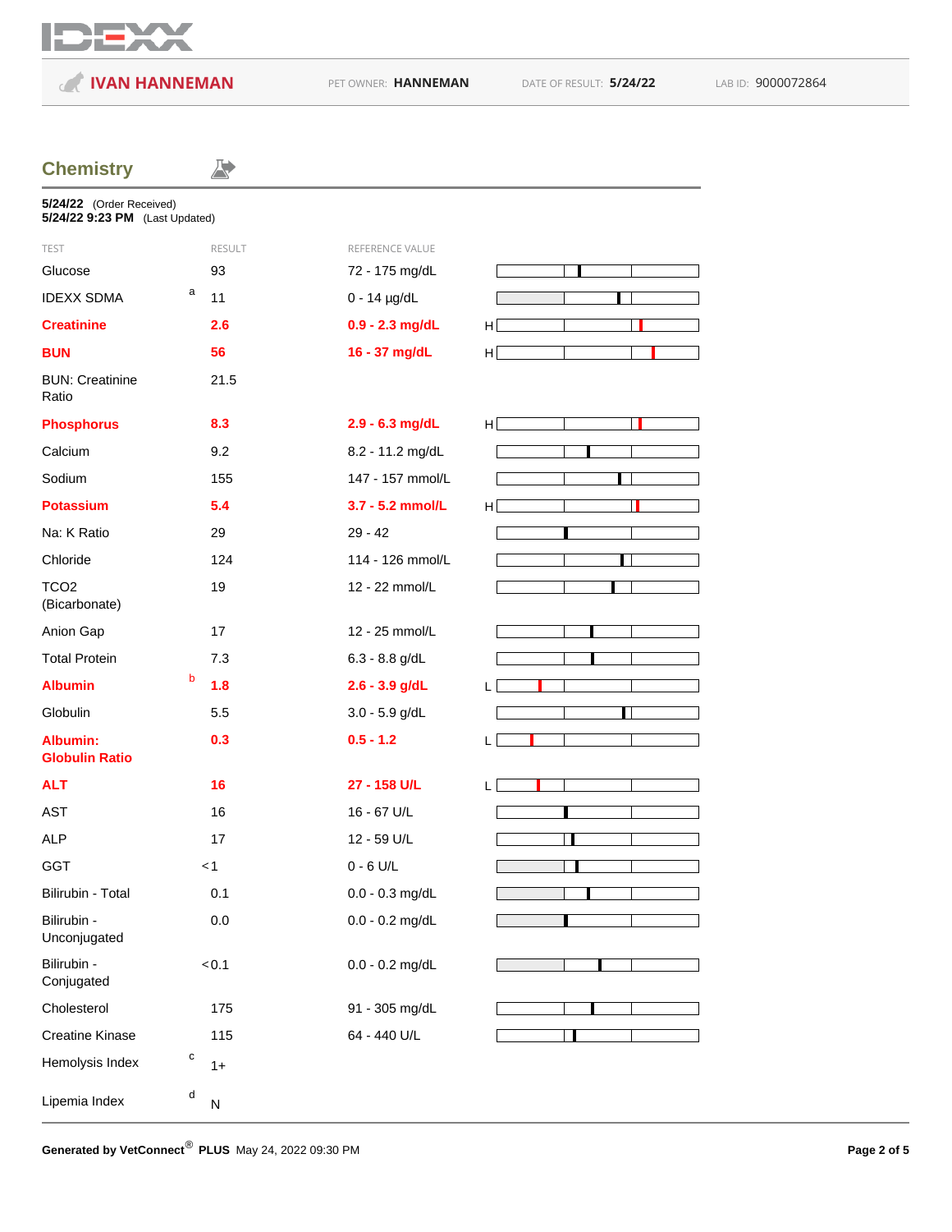**IVAN HANNEMAN** PET OWNER: **HANNEMAN** DATE OF RESULT: **5/24/22** LAB ID: 9000072864

## Chemistry

**5/24/22** (Order Received)
**5/24/22 9:23 PM** (Last Updated)

| TEST | RESULT | REFERENCE VALUE | |
|---|---|---|---|
| Glucose | 93 | 72 - 175 mg/dL | |
| IDEXX SDMA [a] | 11 | 0 - 14 µg/dL | |
| **Creatinine** | **2.6** | **0.9 - 2.3 mg/dL** | H |
| **BUN** | **56** | **16 - 37 mg/dL** | H |
| BUN: Creatinine Ratio | 21.5 | | |
| **Phosphorus** | **8.3** | **2.9 - 6.3 mg/dL** | H |
| Calcium | 9.2 | 8.2 - 11.2 mg/dL | |
| Sodium | 155 | 147 - 157 mmol/L | |
| **Potassium** | **5.4** | **3.7 - 5.2 mmol/L** | H |
| Na: K Ratio | 29 | 29 - 42 | |
| Chloride | 124 | 114 - 126 mmol/L | |
| TCO2 (Bicarbonate) | 19 | 12 - 22 mmol/L | |
| Anion Gap | 17 | 12 - 25 mmol/L | |
| Total Protein | 7.3 | 6.3 - 8.8 g/dL | |
| **Albumin** [b] | **1.8** | **2.6 - 3.9 g/dL** | L |
| Globulin | 5.5 | 3.0 - 5.9 g/dL | |
| **Albumin: Globulin Ratio** | **0.3** | **0.5 - 1.2** | L |
| **ALT** | **16** | **27 - 158 U/L** | L |
| AST | 16 | 16 - 67 U/L | |
| ALP | 17 | 12 - 59 U/L | |
| GGT | <1 | 0 - 6 U/L | |
| Bilirubin - Total | 0.1 | 0.0 - 0.3 mg/dL | |
| Bilirubin - Unconjugated | 0.0 | 0.0 - 0.2 mg/dL | |
| Bilirubin - Conjugated | <0.1 | 0.0 - 0.2 mg/dL | |
| Cholesterol | 175 | 91 - 305 mg/dL | |
| Creatine Kinase | 115 | 64 - 440 U/L | |
| Hemolysis Index [c] | 1+ | | |
| Lipemia Index [d] | N | | |

**Generated by VetConnect® PLUS** May 24, 2022 09:30 PM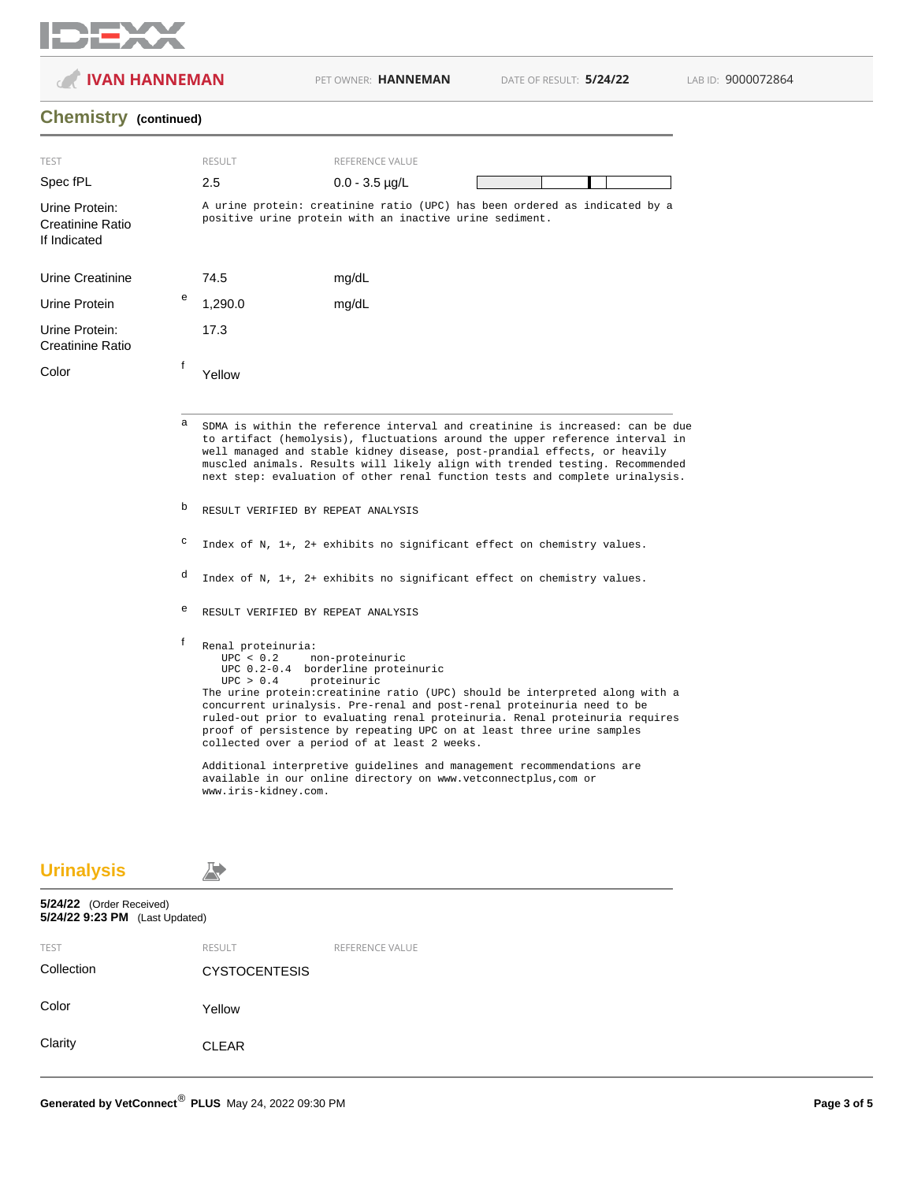**IVAN HANNEMAN** PET OWNER: **HANNEMAN** DATE OF RESULT: **5/24/22** LAB ID: 9000072864

## Chemistry (continued)

| TEST | | RESULT | REFERENCE VALUE |
|---|---|---|---|
| Spec fPL | | 2.5 | 0.0 - 3.5 µg/L |
| Urine Protein: Creatinine Ratio If Indicated | | A urine protein: creatinine ratio (UPC) has been ordered as indicated by a positive urine protein with an inactive urine sediment. | |
| Urine Creatinine | | 74.5 | mg/dL |
| Urine Protein | e | 1,290.0 | mg/dL |
| Urine Protein: Creatinine Ratio | | 17.3 | |
| Color | f | Yellow | |

a SDMA is within the reference interval and creatinine is increased: can be due to artifact (hemolysis), fluctuations around the upper reference interval in well managed and stable kidney disease, post-prandial effects, or heavily muscled animals. Results will likely align with trended testing. Recommended next step: evaluation of other renal function tests and complete urinalysis.

b RESULT VERIFIED BY REPEAT ANALYSIS

c Index of N, 1+, 2+ exhibits no significant effect on chemistry values.

d Index of N, 1+, 2+ exhibits no significant effect on chemistry values.

e RESULT VERIFIED BY REPEAT ANALYSIS

f Renal proteinuria:
- UPC < 0.2 non-proteinuric
- UPC 0.2-0.4 borderline proteinuric
- UPC > 0.4 proteinuric

The urine protein:creatinine ratio (UPC) should be interpreted along with a concurrent urinalysis. Pre-renal and post-renal proteinuria need to be ruled-out prior to evaluating renal proteinuria. Renal proteinuria requires proof of persistence by repeating UPC on at least three urine samples collected over a period of at least 2 weeks.

Additional interpretive guidelines and management recommendations are available in our online directory on www.vetconnectplus,com or www.iris-kidney.com.

## Urinalysis

**5/24/22** (Order Received)
**5/24/22 9:23 PM** (Last Updated)

| TEST | RESULT | REFERENCE VALUE |
|---|---|---|
| Collection | CYSTOCENTESIS | |
| Color | Yellow | |
| Clarity | CLEAR | |

**Generated by VetConnect® PLUS** May 24, 2022 09:30 PM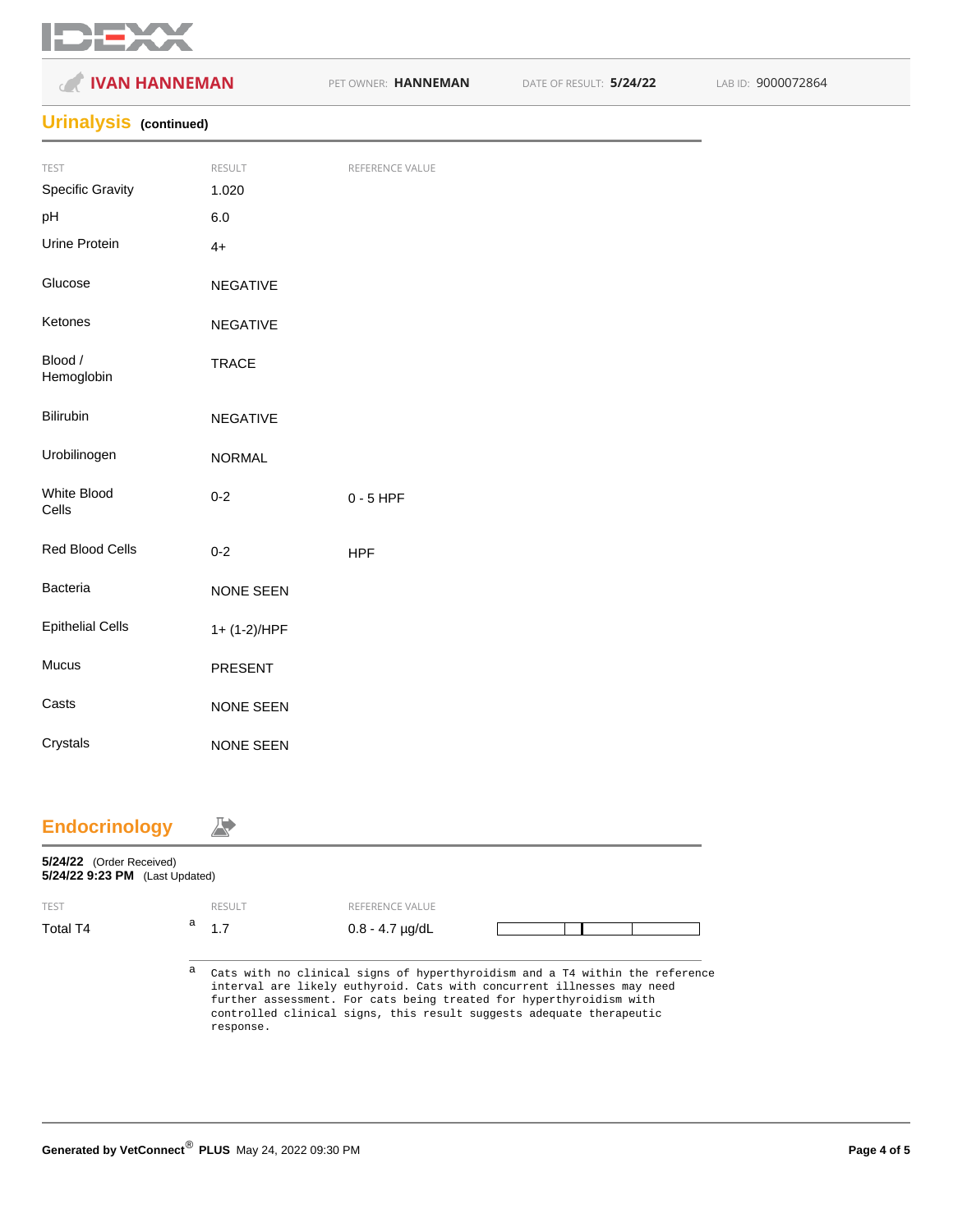**IVAN HANNEMAN** PET OWNER: **HANNEMAN** DATE OF RESULT: **5/24/22** LAB ID: 9000072864

## Urinalysis (continued)

| TEST | RESULT | REFERENCE VALUE |
|---|---|---|
| Specific Gravity | 1.020 | |
| pH | 6.0 | |
| Urine Protein | 4+ | |
| Glucose | NEGATIVE | |
| Ketones | NEGATIVE | |
| Blood / Hemoglobin | TRACE | |
| Bilirubin | NEGATIVE | |
| Urobilinogen | NORMAL | |
| White Blood Cells | 0-2 | 0 - 5 HPF |
| Red Blood Cells | 0-2 | HPF |
| Bacteria | NONE SEEN | |
| Epithelial Cells | 1+ (1-2)/HPF | |
| Mucus | PRESENT | |
| Casts | NONE SEEN | |
| Crystals | NONE SEEN | |

## Endocrinology

**5/24/22** (Order Received)
**5/24/22 9:23 PM** (Last Updated)

| TEST | RESULT | REFERENCE VALUE |
|---|---|---|
| Total T4 [a] | 1.7 | 0.8 - 4.7 µg/dL |

[a] Cats with no clinical signs of hyperthyroidism and a T4 within the reference interval are likely euthyroid. Cats with concurrent illnesses may need further assessment. For cats being treated for hyperthyroidism with controlled clinical signs, this result suggests adequate therapeutic response.

**Generated by VetConnect® PLUS** May 24, 2022 09:30 PM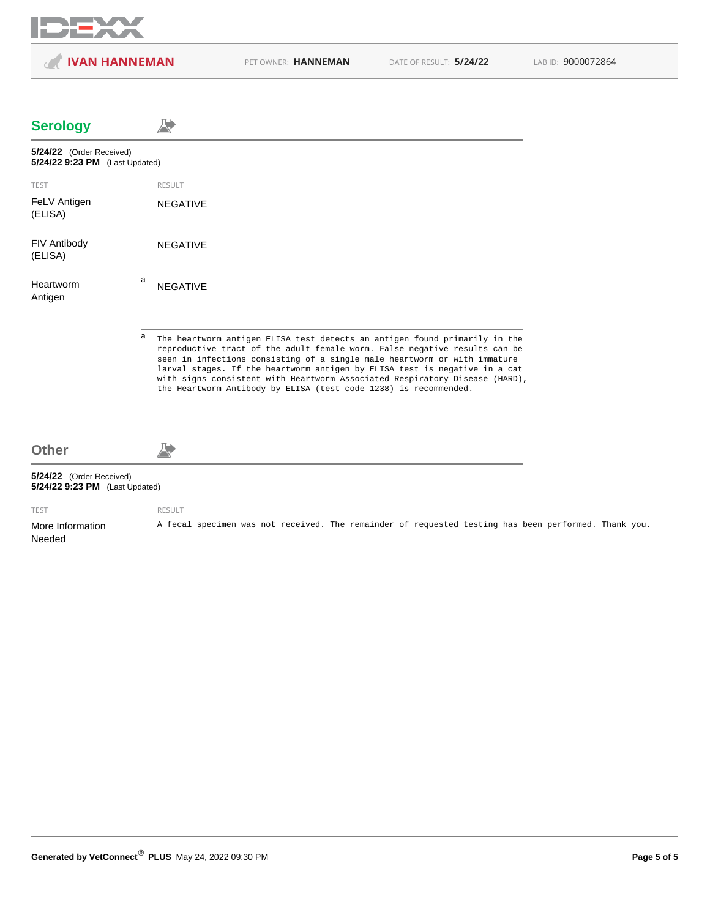**IVAN HANNEMAN** PET OWNER: **HANNEMAN** DATE OF RESULT: **5/24/22** LAB ID: 9000072864

## Serology

**5/24/22** (Order Received)
**5/24/22 9:23 PM** (Last Updated)

| TEST | | RESULT |
|---|---|---|
| FeLV Antigen (ELISA) | | NEGATIVE |
| FIV Antibody (ELISA) | | NEGATIVE |
| Heartworm Antigen | [a] | NEGATIVE |

[a] The heartworm antigen ELISA test detects an antigen found primarily in the reproductive tract of the adult female worm. False negative results can be seen in infections consisting of a single male heartworm or with immature larval stages. If the heartworm antigen by ELISA test is negative in a cat with signs consistent with Heartworm Associated Respiratory Disease (HARD), the Heartworm Antibody by ELISA (test code 1238) is recommended.

## Other

**5/24/22** (Order Received)
**5/24/22 9:23 PM** (Last Updated)

| TEST | RESULT |
|---|---|
| More Information Needed | A fecal specimen was not received. The remainder of requested testing has been performed. Thank you. |

**Generated by VetConnect® PLUS** May 24, 2022 09:30 PM